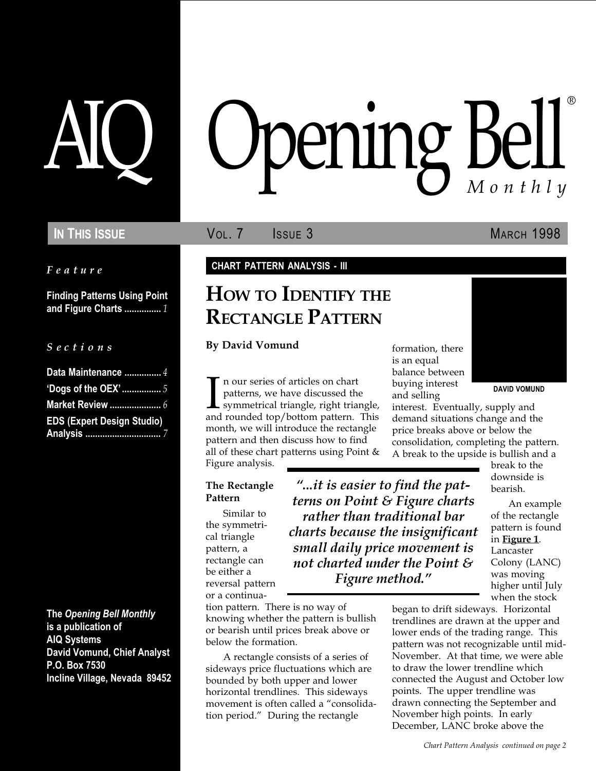# AIQ Opening Bell® Monthly

**IN THIS ISSUE** VOL. 7 ISSUE 3 MARCH 1998

*Feature*

**Finding Patterns Using Point and Figure Charts** ............... *1*

*Sections*

**Data Maintenance** ............... *4*

**'Dogs of the OEX'** ............... *5*

**Market Review** ..................... *6*

**EDS (Expert Design Studio) Analysis** .............................. *7*

**The *Opening Bell Monthly* is a publication of AIQ Systems**
**David Vomund, Chief Analyst**
**P.O. Box 7530**
**Incline Village, Nevada 89452**

**CHART PATTERN ANALYSIS - III**

## HOW TO IDENTIFY THE RECTANGLE PATTERN

**By David Vomund**

DAVID VOMUND

In our series of articles on chart patterns, we have discussed the symmetrical triangle, right triangle, and rounded top/bottom pattern. This month, we will introduce the rectangle pattern and then discuss how to find all of these chart patterns using Point & Figure analysis.

### The Rectangle Pattern

Similar to the symmetrical triangle pattern, a rectangle can be either a reversal pattern or a continuation pattern. There is no way of knowing whether the pattern is bullish or bearish until prices break above or below the formation.

A rectangle consists of a series of sideways price fluctuations which are bounded by both upper and lower horizontal trendlines. This sideways movement is often called a "consolidation period." During the rectangle formation, there is an equal balance between buying interest and selling interest. Eventually, supply and demand situations change and the price breaks above or below the consolidation, completing the pattern. A break to the upside is bullish and a break to the downside is bearish.

> ***"...it is easier to find the patterns on Point & Figure charts rather than traditional bar charts because the insignificant small daily price movement is not charted under the Point & Figure method."***

An example of the rectangle pattern is found in **Figure 1**. Lancaster Colony (LANC) was moving higher until July when the stock began to drift sideways. Horizontal trendlines are drawn at the upper and lower ends of the trading range. This pattern was not recognizable until mid-November. At that time, we were able to draw the lower trendline which connected the August and October low points. The upper trendline was drawn connecting the September and November high points. In early December, LANC broke above the

*Chart Pattern Analysis continued on page 2*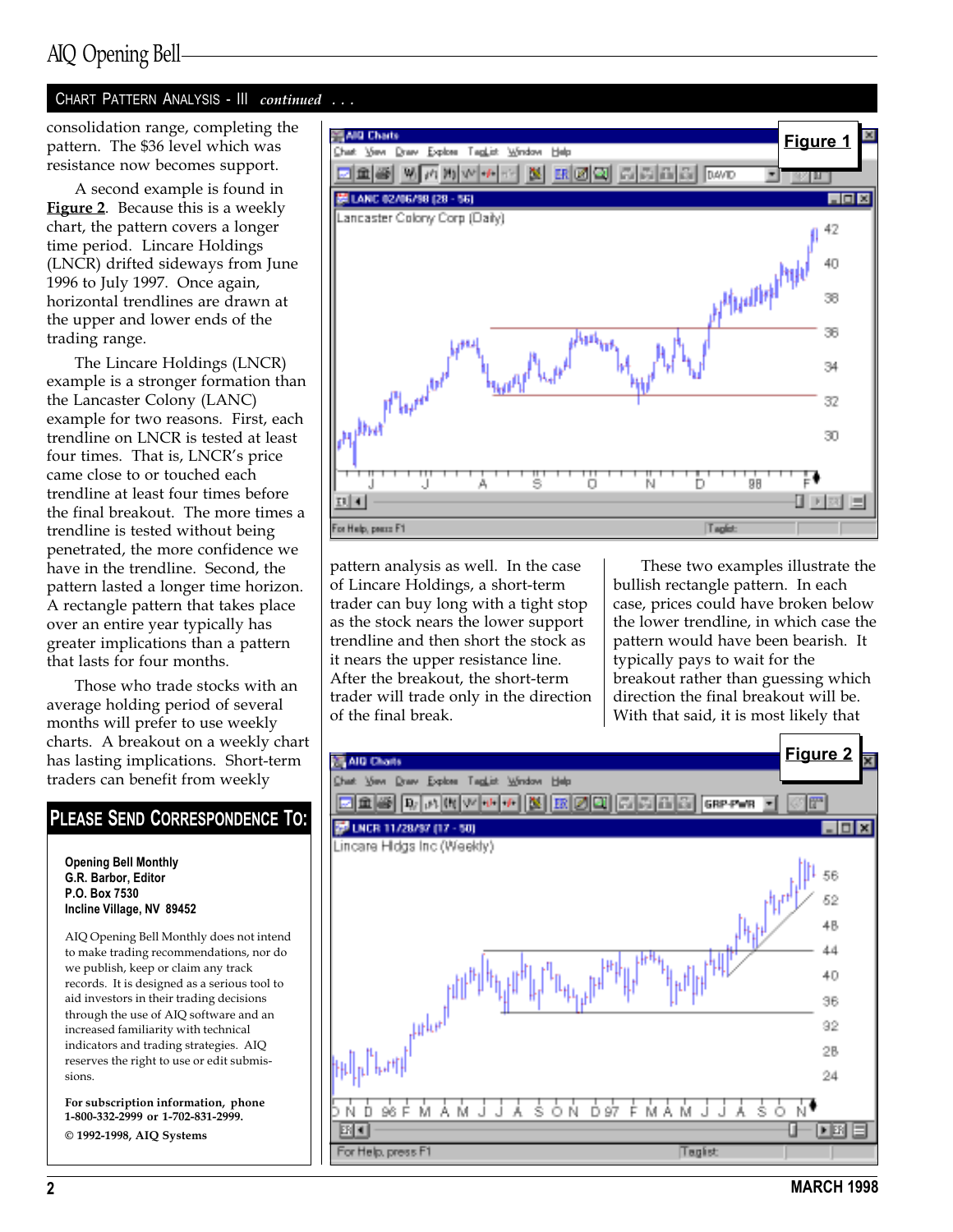## CHART PATTERN ANALYSIS - III *continued . . .*

consolidation range, completing the pattern. The $36 level which was resistance now becomes support.

A second example is found in **Figure 2**. Because this is a weekly chart, the pattern covers a longer time period. Lincare Holdings (LNCR) drifted sideways from June 1996 to July 1997. Once again, horizontal trendlines are drawn at the upper and lower ends of the trading range.

The Lincare Holdings (LNCR) example is a stronger formation than the Lancaster Colony (LANC) example for two reasons. First, each trendline on LNCR is tested at least four times. That is, LNCR's price came close to or touched each trendline at least four times before the final breakout. The more times a trendline is tested without being penetrated, the more confidence we have in the trendline. Second, the pattern lasted a longer time horizon. A rectangle pattern that takes place over an entire year typically has greater implications than a pattern that lasts for four months.

Those who trade stocks with an average holding period of several months will prefer to use weekly charts. A breakout on a weekly chart has lasting implications. Short-term traders can benefit from weekly pattern analysis as well. In the case of Lincare Holdings, a short-term trader can buy long with a tight stop as the stock nears the lower support trendline and then short the stock as it nears the upper resistance line. After the breakout, the short-term trader will trade only in the direction of the final break.

These two examples illustrate the bullish rectangle pattern. In each case, prices could have broken below the lower trendline, in which case the pattern would have been bearish. It typically pays to wait for the breakout rather than guessing which direction the final breakout will be. With that said, it is most likely that

**Figure 1**

**Figure 2**

## PLEASE SEND CORRESPONDENCE TO:

**Opening Bell Monthly**
**G.R. Barbor, Editor**
**P.O. Box 7530**
**Incline Village, NV 89452**

AIQ Opening Bell Monthly does not intend to make trading recommendations, nor do we publish, keep or claim any track records. It is designed as a serious tool to aid investors in their trading decisions through the use of AIQ software and an increased familiarity with technical indicators and trading strategies. AIQ reserves the right to use or edit submissions.

**For subscription information, phone 1-800-332-2999 or 1-702-831-2999.**

**© 1992-1998, AIQ Systems**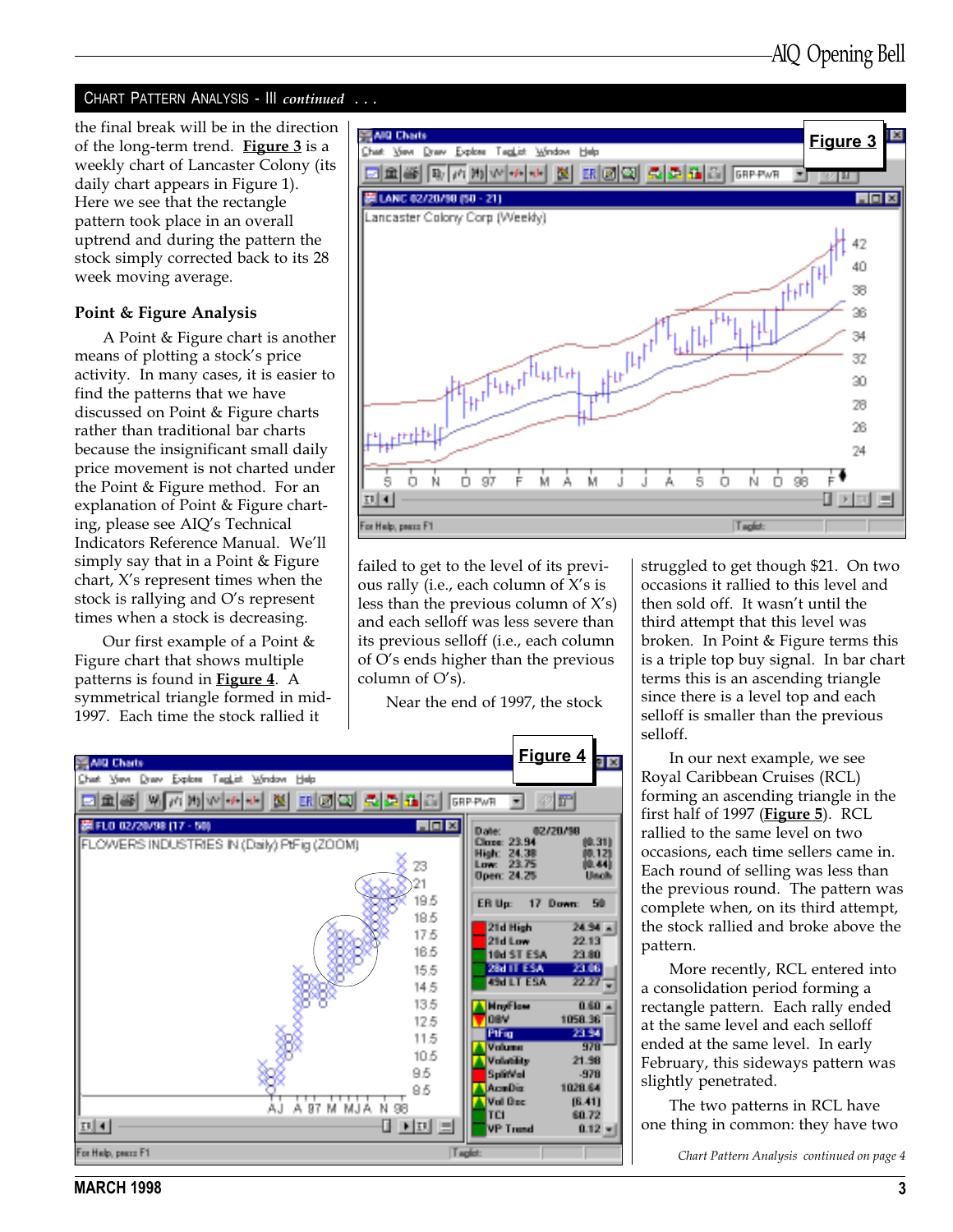## Chart Pattern Analysis - III *continued* . . .

the final break will be in the direction of the long-term trend. **Figure 3** is a weekly chart of Lancaster Colony (its daily chart appears in Figure 1). Here we see that the rectangle pattern took place in an overall uptrend and during the pattern the stock simply corrected back to its 28 week moving average.

### Point & Figure Analysis

A Point & Figure chart is another means of plotting a stock's price activity. In many cases, it is easier to find the patterns that we have discussed on Point & Figure charts rather than traditional bar charts because the insignificant small daily price movement is not charted under the Point & Figure method. For an explanation of Point & Figure charting, please see AIQ's Technical Indicators Reference Manual. We'll simply say that in a Point & Figure chart, X's represent times when the stock is rallying and O's represent times when a stock is decreasing.

Our first example of a Point & Figure chart that shows multiple patterns is found in **Figure 4**. A symmetrical triangle formed in mid-1997. Each time the stock rallied it failed to get to the level of its previous rally (i.e., each column of X's is less than the previous column of X's) and each selloff was less severe than its previous selloff (i.e., each column of O's ends higher than the previous column of O's).

Near the end of 1997, the stock struggled to get though $21. On two occasions it rallied to this level and then sold off. It wasn't until the third attempt that this level was broken. In Point & Figure terms this is a triple top buy signal. In bar chart terms this is an ascending triangle since there is a level top and each selloff is smaller than the previous selloff.

In our next example, we see Royal Caribbean Cruises (RCL) forming an ascending triangle in the first half of 1997 (**Figure 5**). RCL rallied to the same level on two occasions, each time sellers came in. Each round of selling was less than the previous round. The pattern was complete when, on its third attempt, the stock rallied and broke above the pattern.

More recently, RCL entered into a consolidation period forming a rectangle pattern. Each rally ended at the same level and each selloff ended at the same level. In early February, this sideways pattern was slightly penetrated.

The two patterns in RCL have one thing in common: they have two

*Chart Pattern Analysis continued on page 4*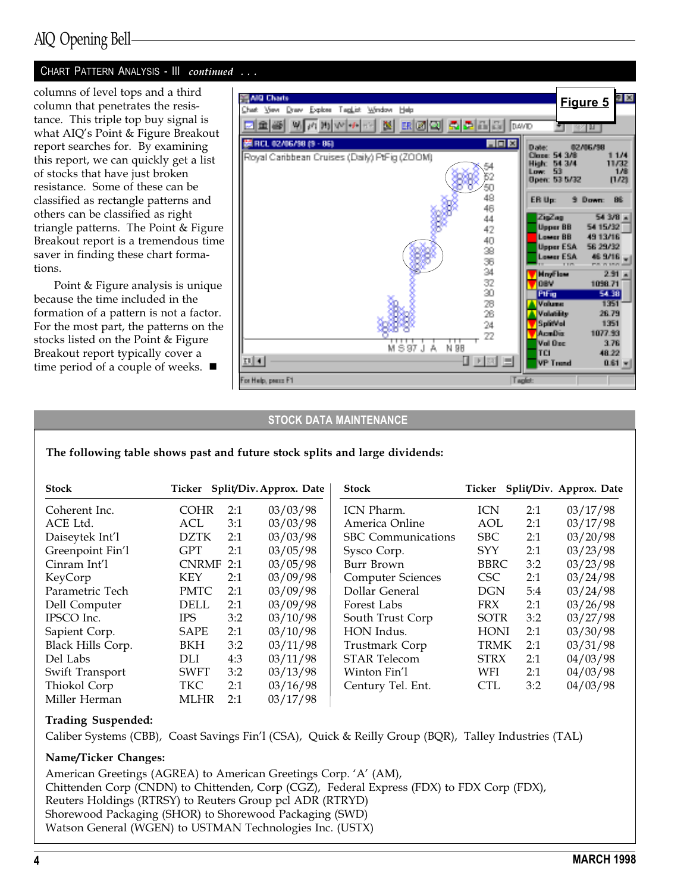## CHART PATTERN ANALYSIS - III *continued . . .*

columns of level tops and a third column that penetrates the resistance. This triple top buy signal is what AIQ's Point & Figure Breakout report searches for. By examining this report, we can quickly get a list of stocks that have just broken resistance. Some of these can be classified as rectangle patterns and others can be classified as right triangle patterns. The Point & Figure Breakout report is a tremendous time saver in finding these chart formations.

Point & Figure analysis is unique because the time included in the formation of a pattern is not a factor. For the most part, the patterns on the stocks listed on the Point & Figure Breakout report typically cover a time period of a couple of weeks. ■

**Figure 5**

## STOCK DATA MAINTENANCE

**The following table shows past and future stock splits and large dividends:**

| Stock | Ticker | Split/Div. | Approx. Date |
|---|---|---|---|
| Coherent Inc. | COHR | 2:1 | 03/03/98 |
| ACE Ltd. | ACL | 3:1 | 03/03/98 |
| Daiseytek Int'l | DZTK | 2:1 | 03/03/98 |
| Greenpoint Fin'l | GPT | 2:1 | 03/05/98 |
| Cinram Int'l | CNRMF | 2:1 | 03/05/98 |
| KeyCorp | KEY | 2:1 | 03/09/98 |
| Parametric Tech | PMTC | 2:1 | 03/09/98 |
| Dell Computer | DELL | 2:1 | 03/09/98 |
| IPSCO Inc. | IPS | 3:2 | 03/10/98 |
| Sapient Corp. | SAPE | 2:1 | 03/10/98 |
| Black Hills Corp. | BKH | 3:2 | 03/11/98 |
| Del Labs | DLI | 4:3 | 03/11/98 |
| Swift Transport | SWFT | 3:2 | 03/13/98 |
| Thiokol Corp | TKC | 2:1 | 03/16/98 |
| Miller Herman | MLHR | 2:1 | 03/17/98 |
| ICN Pharm. | ICN | 2:1 | 03/17/98 |
| America Online | AOL | 2:1 | 03/17/98 |
| SBC Communications | SBC | 2:1 | 03/20/98 |
| Sysco Corp. | SYY | 2:1 | 03/23/98 |
| Burr Brown | BBRC | 3:2 | 03/23/98 |
| Computer Sciences | CSC | 2:1 | 03/24/98 |
| Dollar General | DGN | 5:4 | 03/24/98 |
| Forest Labs | FRX | 2:1 | 03/26/98 |
| South Trust Corp | SOTR | 3:2 | 03/27/98 |
| HON Indus. | HONI | 2:1 | 03/30/98 |
| Trustmark Corp | TRMK | 2:1 | 03/31/98 |
| STAR Telecom | STRX | 2:1 | 04/03/98 |
| Winton Fin'l | WFI | 2:1 | 04/03/98 |
| Century Tel. Ent. | CTL | 3:2 | 04/03/98 |

**Trading Suspended:**

Caliber Systems (CBB), Coast Savings Fin'l (CSA), Quick & Reilly Group (BQR), Talley Industries (TAL)

**Name/Ticker Changes:**

American Greetings (AGREA) to American Greetings Corp. 'A' (AM),
Chittenden Corp (CNDN) to Chittenden, Corp (CGZ), Federal Express (FDX) to FDX Corp (FDX),
Reuters Holdings (RTRSY) to Reuters Group pcl ADR (RTRYD)
Shorewood Packaging (SHOR) to Shorewood Packaging (SWD)
Watson General (WGEN) to USTMAN Technologies Inc. (USTX)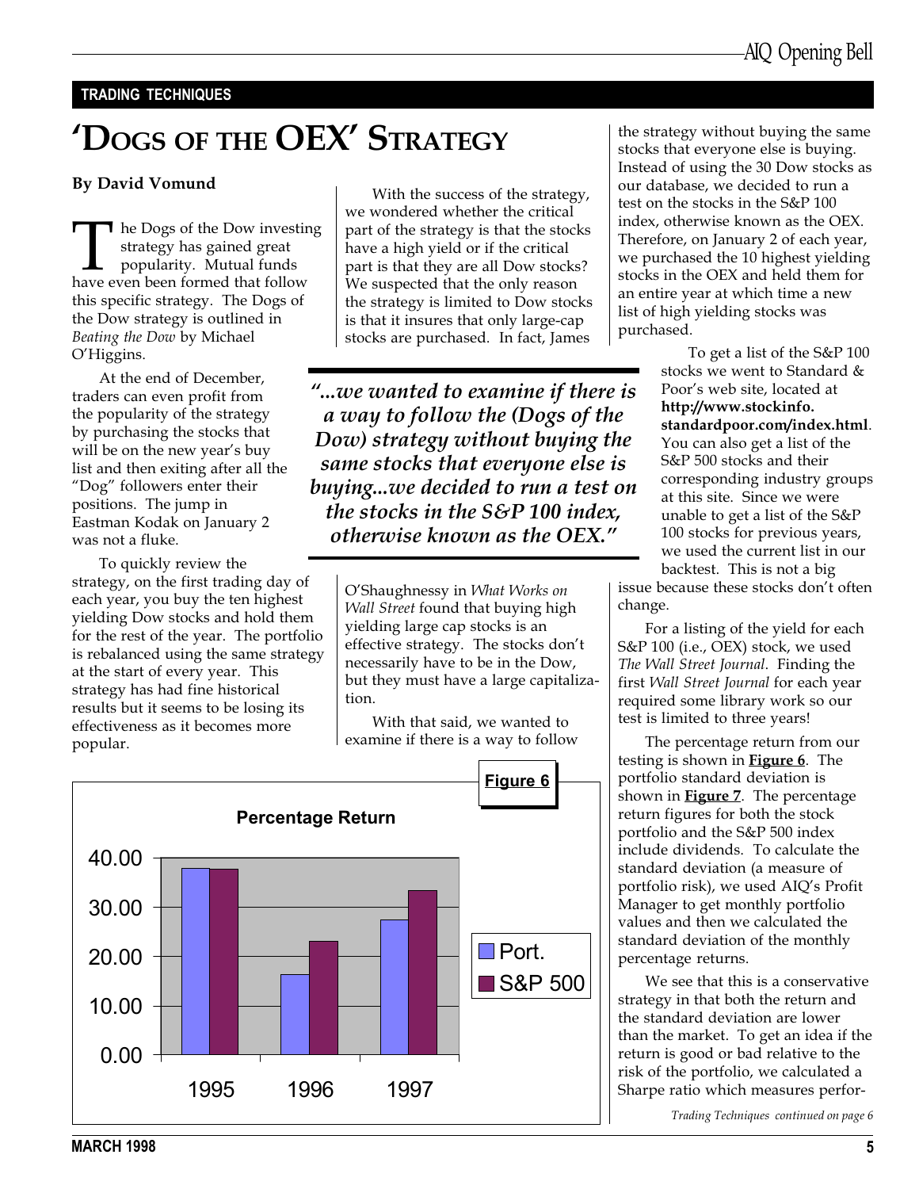**TRADING TECHNIQUES**

# 'DOGS OF THE OEX' STRATEGY

**By David Vomund**

The Dogs of the Dow investing strategy has gained great popularity. Mutual funds have even been formed that follow this specific strategy. The Dogs of the Dow strategy is outlined in *Beating the Dow* by Michael O'Higgins.

At the end of December, traders can even profit from the popularity of the strategy by purchasing the stocks that will be on the new year's buy list and then exiting after all the "Dog" followers enter their positions. The jump in Eastman Kodak on January 2 was not a fluke.

To quickly review the strategy, on the first trading day of each year, you buy the ten highest yielding Dow stocks and hold them for the rest of the year. The portfolio is rebalanced using the same strategy at the start of every year. This strategy has had fine historical results but it seems to be losing its effectiveness as it becomes more popular.

With the success of the strategy, we wondered whether the critical part of the strategy is that the stocks have a high yield or if the critical part is that they are all Dow stocks? We suspected that the only reason the strategy is limited to Dow stocks is that it insures that only large-cap stocks are purchased. In fact, James O'Shaughnessy in *What Works on Wall Street* found that buying high yielding large cap stocks is an effective strategy. The stocks don't necessarily have to be in the Dow, but they must have a large capitalization.

> *"...we wanted to examine if there is a way to follow the (Dogs of the Dow) strategy without buying the same stocks that everyone else is buying...we decided to run a test on the stocks in the S&P 100 index, otherwise known as the OEX."*

With that said, we wanted to examine if there is a way to follow the strategy without buying the same stocks that everyone else is buying. Instead of using the 30 Dow stocks as our database, we decided to run a test on the stocks in the S&P 100 index, otherwise known as the OEX. Therefore, on January 2 of each year, we purchased the 10 highest yielding stocks in the OEX and held them for an entire year at which time a new list of high yielding stocks was purchased.

To get a list of the S&P 100 stocks we went to Standard & Poor's web site, located at **http://www.stockinfo.standardpoor.com/index.html**. You can also get a list of the S&P 500 stocks and their corresponding industry groups at this site. Since we were unable to get a list of the S&P 100 stocks for previous years, we used the current list in our backtest. This is not a big issue because these stocks don't often change.

For a listing of the yield for each S&P 100 (i.e., OEX) stock, we used *The Wall Street Journal*. Finding the first *Wall Street Journal* for each year required some library work so our test is limited to three years!

The percentage return from our testing is shown in **Figure 6**. The portfolio standard deviation is shown in **Figure 7**. The percentage return figures for both the stock portfolio and the S&P 500 index include dividends. To calculate the standard deviation (a measure of portfolio risk), we used AIQ's Profit Manager to get monthly portfolio values and then we calculated the standard deviation of the monthly percentage returns.

We see that this is a conservative strategy in that both the return and the standard deviation are lower than the market. To get an idea if the return is good or bad relative to the risk of the portfolio, we calculated a Sharpe ratio which measures perfor-

**Figure 6**

Percentage Return

| Year | Port. | S&P 500 |
|---|---|---|
| 1995 | ~38 | ~37.5 |
| 1996 | ~16.5 | ~23 |
| 1997 | ~27.5 | ~33.5 |

*Trading Techniques continued on page 6*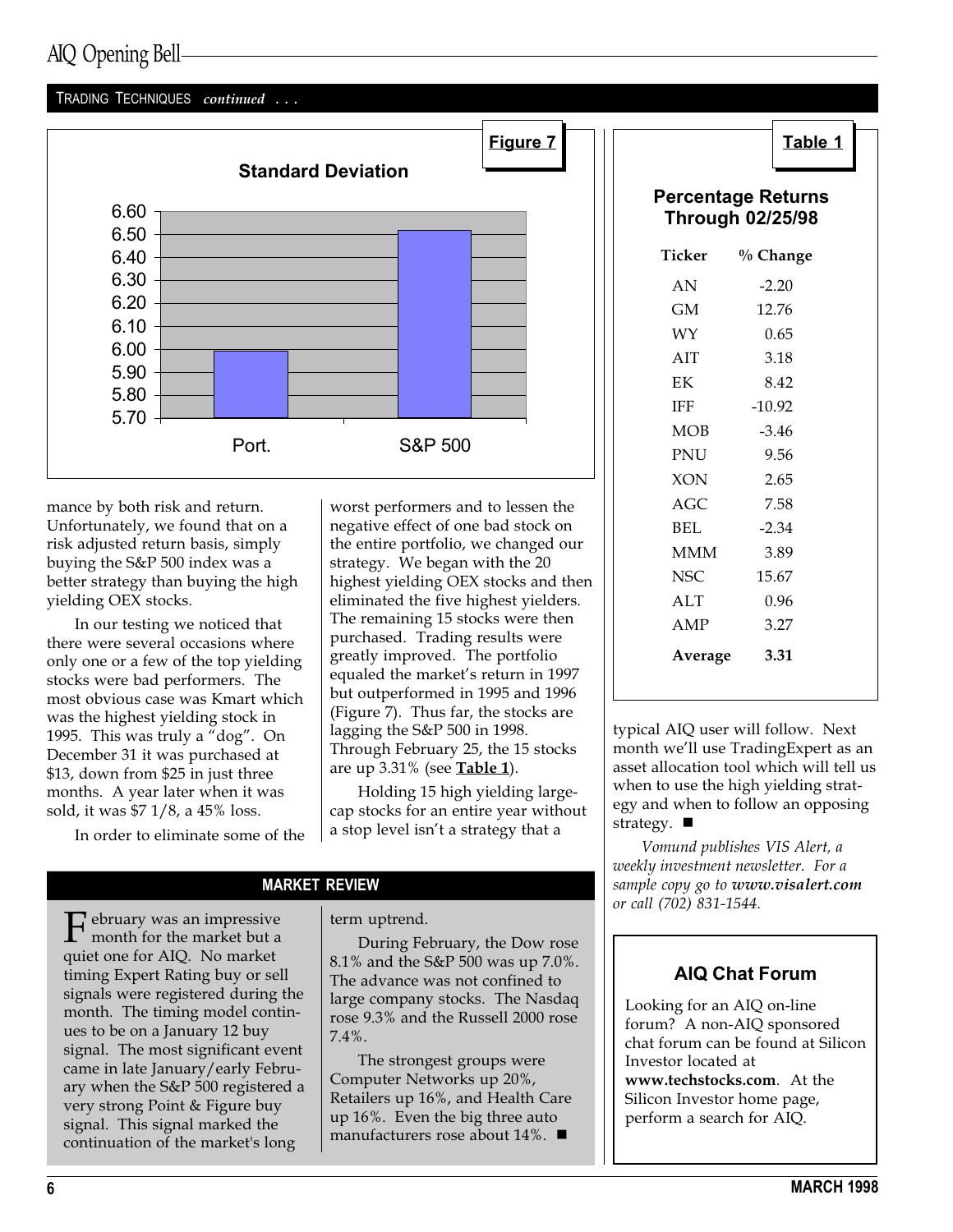TRADING TECHNIQUES *continued . . .*

**Figure 7**

**Standard Deviation**

| | Port. | S&P 500 |
|---|---|---|
| Standard Deviation | ~5.99 | ~6.52 |

mance by both risk and return. Unfortunately, we found that on a risk adjusted return basis, simply buying the S&P 500 index was a better strategy than buying the high yielding OEX stocks.

In our testing we noticed that there were several occasions where only one or a few of the top yielding stocks were bad performers. The most obvious case was Kmart which was the highest yielding stock in 1995. This was truly a "dog". On December 31 it was purchased at $13, down from $25 in just three months. A year later when it was sold, it was $7 1/8, a 45% loss.

In order to eliminate some of the worst performers and to lessen the negative effect of one bad stock on the entire portfolio, we changed our strategy. We began with the 20 highest yielding OEX stocks and then eliminated the five highest yielders. The remaining 15 stocks were then purchased. Trading results were greatly improved. The portfolio equaled the market's return in 1997 but outperformed in 1995 and 1996 (Figure 7). Thus far, the stocks are lagging the S&P 500 in 1998. Through February 25, the 15 stocks are up 3.31% (see **Table 1**).

Holding 15 high yielding large-cap stocks for an entire year without a stop level isn't a strategy that a typical AIQ user will follow. Next month we'll use TradingExpert as an asset allocation tool which will tell us when to use the high yielding strategy and when to follow an opposing strategy. ■

*Vomund publishes VIS Alert, a weekly investment newsletter. For a sample copy go to* ***www.visalert.com*** *or call (702) 831-1544.*

**Table 1**

**Percentage Returns Through 02/25/98**

| Ticker | % Change |
|---|---|
| AN | -2.20 |
| GM | 12.76 |
| WY | 0.65 |
| AIT | 3.18 |
| EK | 8.42 |
| IFF | -10.92 |
| MOB | -3.46 |
| PNU | 9.56 |
| XON | 2.65 |
| AGC | 7.58 |
| BEL | -2.34 |
| MMM | 3.89 |
| NSC | 15.67 |
| ALT | 0.96 |
| AMP | 3.27 |
| **Average** | **3.31** |

## MARKET REVIEW

February was an impressive month for the market but a quiet one for AIQ. No market timing Expert Rating buy or sell signals were registered during the month. The timing model continues to be on a January 12 buy signal. The most significant event came in late January/early February when the S&P 500 registered a very strong Point & Figure buy signal. This signal marked the continuation of the market's long term uptrend.

During February, the Dow rose 8.1% and the S&P 500 was up 7.0%. The advance was not confined to large company stocks. The Nasdaq rose 9.3% and the Russell 2000 rose 7.4%.

The strongest groups were Computer Networks up 20%, Retailers up 16%, and Health Care up 16%. Even the big three auto manufacturers rose about 14%. ■

### AIQ Chat Forum

Looking for an AIQ on-line forum? A non-AIQ sponsored chat forum can be found at Silicon Investor located at **www.techstocks.com**. At the Silicon Investor home page, perform a search for AIQ.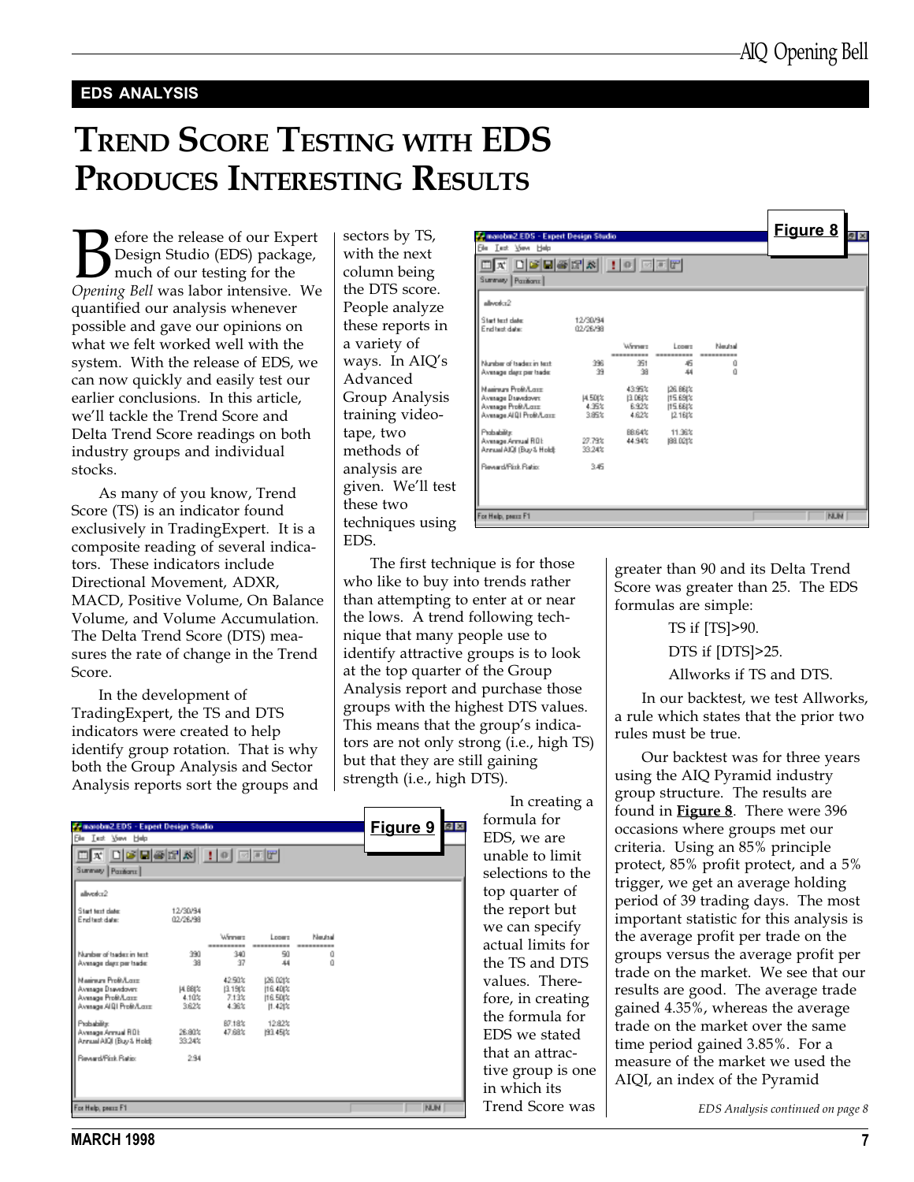## EDS ANALYSIS

# TREND SCORE TESTING WITH EDS PRODUCES INTERESTING RESULTS

Before the release of our Expert Design Studio (EDS) package, much of our testing for the *Opening Bell* was labor intensive. We quantified our analysis whenever possible and gave our opinions on what we felt worked well with the system. With the release of EDS, we can now quickly and easily test our earlier conclusions. In this article, we'll tackle the Trend Score and Delta Trend Score readings on both industry groups and individual stocks.

As many of you know, Trend Score (TS) is an indicator found exclusively in TradingExpert. It is a composite reading of several indicators. These indicators include Directional Movement, ADXR, MACD, Positive Volume, On Balance Volume, and Volume Accumulation. The Delta Trend Score (DTS) measures the rate of change in the Trend Score.

In the development of TradingExpert, the TS and DTS indicators were created to help identify group rotation. That is why both the Group Analysis and Sector Analysis reports sort the groups and sectors by TS, with the next column being the DTS score. People analyze these reports in a variety of ways. In AIQ's Advanced Group Analysis training videotape, two methods of analysis are given. We'll test these two techniques using EDS.

The first technique is for those who like to buy into trends rather than attempting to enter at or near the lows. A trend following technique that many people use to identify attractive groups is to look at the top quarter of the Group Analysis report and purchase those groups with the highest DTS values. This means that the group's indicators are not only strong (i.e., high TS) but that they are still gaining strength (i.e., high DTS).

In creating a formula for EDS, we are unable to limit selections to the top quarter of the report but we can specify actual limits for the TS and DTS values. Therefore, in creating the formula for EDS we stated that an attractive group is one in which its Trend Score was greater than 90 and its Delta Trend Score was greater than 25. The EDS formulas are simple:

TS if [TS]>90.

DTS if [DTS]>25.

Allworks if TS and DTS.

In our backtest, we test Allworks, a rule which states that the prior two rules must be true.

Our backtest was for three years using the AIQ Pyramid industry group structure. The results are found in **Figure 8**. There were 396 occasions where groups met our criteria. Using an 85% principle protect, 85% profit protect, and a 5% trigger, we get an average holding period of 39 trading days. The most important statistic for this analysis is the average profit per trade on the groups versus the average profit per trade on the market. We see that our results are good. The average trade gained 4.35%, whereas the average trade on the market over the same time period gained 3.85%. For a measure of the market we used the AIQI, an index of the Pyramid

*EDS Analysis continued on page 8*

**Figure 8**

maxobm2.EDS - Expert Design Studio — allworks2

| | | Winners | Losers | Neutral |
|---|---|---|---|---|
| Start test date: | 12/30/94 | | | |
| End test date: | 02/26/98 | | | |
| Number of trades in test: | 396 | 351 | 45 | 0 |
| Average days per trade: | 39 | 38 | 44 | 0 |
| Maximum Profit/Loss: | | 43.95% | (26.86)% | |
| Average Drawdown: | (4.50)% | (3.06)% | (15.69)% | |
| Average Profit/Loss: | 4.35% | 6.92% | (15.66)% | |
| Average AIQI Profit/Loss: | 3.85% | 4.62% | (2.16)% | |
| Probability: | | 88.64% | 11.36% | |
| Average Annual ROI: | 27.79% | 44.94% | (88.02)% | |
| Annual AIQI (Buy & Hold): | 33.24% | | | |
| Reward/Risk Ratio: | 3.45 | | | |

**Figure 9**

maxobm2.EDS - Expert Design Studio — allworks2

| | | Winners | Losers | Neutral |
|---|---|---|---|---|
| Start test date: | 12/30/94 | | | |
| End test date: | 02/26/98 | | | |
| Number of trades in test: | 390 | 340 | 50 | 0 |
| Average days per trade: | 38 | 37 | 44 | 0 |
| Maximum Profit/Loss: | | 42.50% | (26.02)% | |
| Average Drawdown: | (4.88)% | (3.19)% | (16.40)% | |
| Average Profit/Loss: | 4.10% | 7.13% | (16.50)% | |
| Average AIQI Profit/Loss: | 3.62% | 4.36% | (1.42)% | |
| Probability: | | 87.18% | 12.82% | |
| Average Annual ROI: | 26.80% | 47.68% | (93.45)% | |
| Annual AIQI (Buy & Hold): | 33.24% | | | |
| Reward/Risk Ratio: | 2.94 | | | |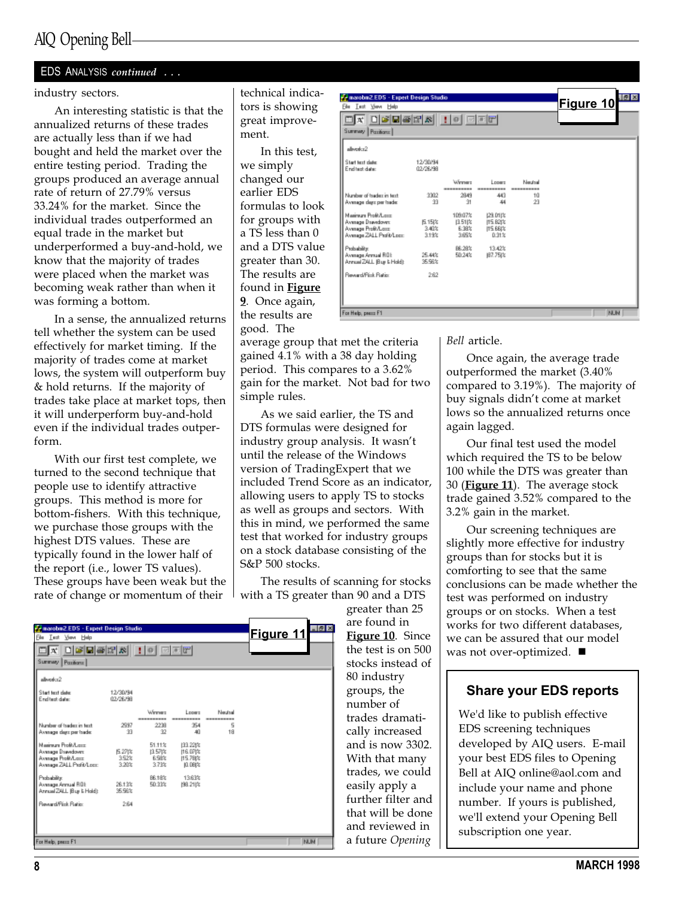## EDS ANALYSIS *continued . . .*

industry sectors.

An interesting statistic is that the annualized returns of these trades are actually less than if we had bought and held the market over the entire testing period. Trading the groups produced an average annual rate of return of 27.79% versus 33.24% for the market. Since the individual trades outperformed an equal trade in the market but underperformed a buy-and-hold, we know that the majority of trades were placed when the market was becoming weak rather than when it was forming a bottom.

In a sense, the annualized returns tell whether the system can be used effectively for market timing. If the majority of trades come at market lows, the system will outperform buy & hold returns. If the majority of trades take place at market tops, then it will underperform buy-and-hold even if the individual trades outperform.

With our first test complete, we turned to the second technique that people use to identify attractive groups. This method is more for bottom-fishers. With this technique, we purchase those groups with the highest DTS values. These are typically found in the lower half of the report (i.e., lower TS values). These groups have been weak but the rate of change or momentum of their technical indicators is showing great improvement.

In this test, we simply changed our earlier EDS formulas to look for groups with a TS less than 0 and a DTS value greater than 30. The results are found in **Figure 9**. Once again, the results are good. The average group that met the criteria gained 4.1% with a 38 day holding period. This compares to a 3.62% gain for the market. Not bad for two simple rules.

As we said earlier, the TS and DTS formulas were designed for industry group analysis. It wasn't until the release of the Windows version of TradingExpert that we included Trend Score as an indicator, allowing users to apply TS to stocks as well as groups and sectors. With this in mind, we performed the same test that worked for industry groups on a stock database consisting of the S&P 500 stocks.

The results of scanning for stocks with a TS greater than 90 and a DTS greater than 25 are found in **Figure 10**. Since the test is on 500 stocks instead of 80 industry groups, the number of trades dramatically increased and is now 3302. With that many trades, we could easily apply a further filter and that will be done and reviewed in a future *Opening Bell* article.

Once again, the average trade outperformed the market (3.40% compared to 3.19%). The majority of buy signals didn't come at market lows so the annualized returns once again lagged.

Our final test used the model which required the TS to be below 100 while the DTS was greater than 30 (**Figure 11**). The average stock trade gained 3.52% compared to the 3.2% gain in the market.

Our screening techniques are slightly more effective for industry groups than for stocks but it is comforting to see that the same conclusions can be made whether the test was performed on industry groups or on stocks. When a test works for two different databases, we can be assured that our model was not over-optimized. ■

**Figure 10**

maxobm2.EDS - Expert Design Studio

allvolcs2

Start test date: 12/30/94
End test date: 02/26/98

| | | Winners | Losers | Neutral |
|---|---|---|---|---|
| Number of trades in test: | 3302 | 2849 | 443 | 10 |
| Average days per trade: | 33 | 31 | 44 | 23 |
| Maximum Profit/Loss: | | 109.07% | (29.01)% | |
| Average Drawdown: | (5.15)% | (3.51)% | (15.82)% | |
| Average Profit/Loss: | 3.40% | 6.38% | (15.66)% | |
| Average ZALL Profit/Loss: | 3.19% | 3.65% | 0.31% | |
| Probability: | | 86.28% | 13.42% | |
| Average Annual ROI: | 25.44% | 50.24% | (87.75)% | |
| Annual ZALL (Buy & Hold): | 35.56% | | | |
| Reward/Risk Ratio: | 2.62 | | | |

**Figure 11**

maxobm2.EDS - Expert Design Studio

allvolcs2

Start test date: 12/30/94
End test date: 02/26/98

| | | Winners | Losers | Neutral |
|---|---|---|---|---|
| Number of trades in test: | 2597 | 2238 | 354 | 5 |
| Average days per trade: | 33 | 32 | 40 | 18 |
| Maximum Profit/Loss: | | 51.11% | (33.22)% | |
| Average Drawdown: | (5.27)% | (3.57)% | (16.07)% | |
| Average Profit/Loss: | 3.52% | 6.58% | (15.78)% | |
| Average ZALL Profit/Loss: | 3.20% | 3.73% | (0.08)% | |
| Probability: | | 86.18% | 13.63% | |
| Average Annual ROI: | 26.13% | 50.33% | (98.21)% | |
| Annual ZALL (Buy & Hold): | 35.56% | | | |
| Reward/Risk Ratio: | 2.64 | | | |

### Share your EDS reports

We'd like to publish effective EDS screening techniques developed by AIQ users. E-mail your best EDS files to Opening Bell at AIQ online@aol.com and include your name and phone number. If yours is published, we'll extend your Opening Bell subscription one year.